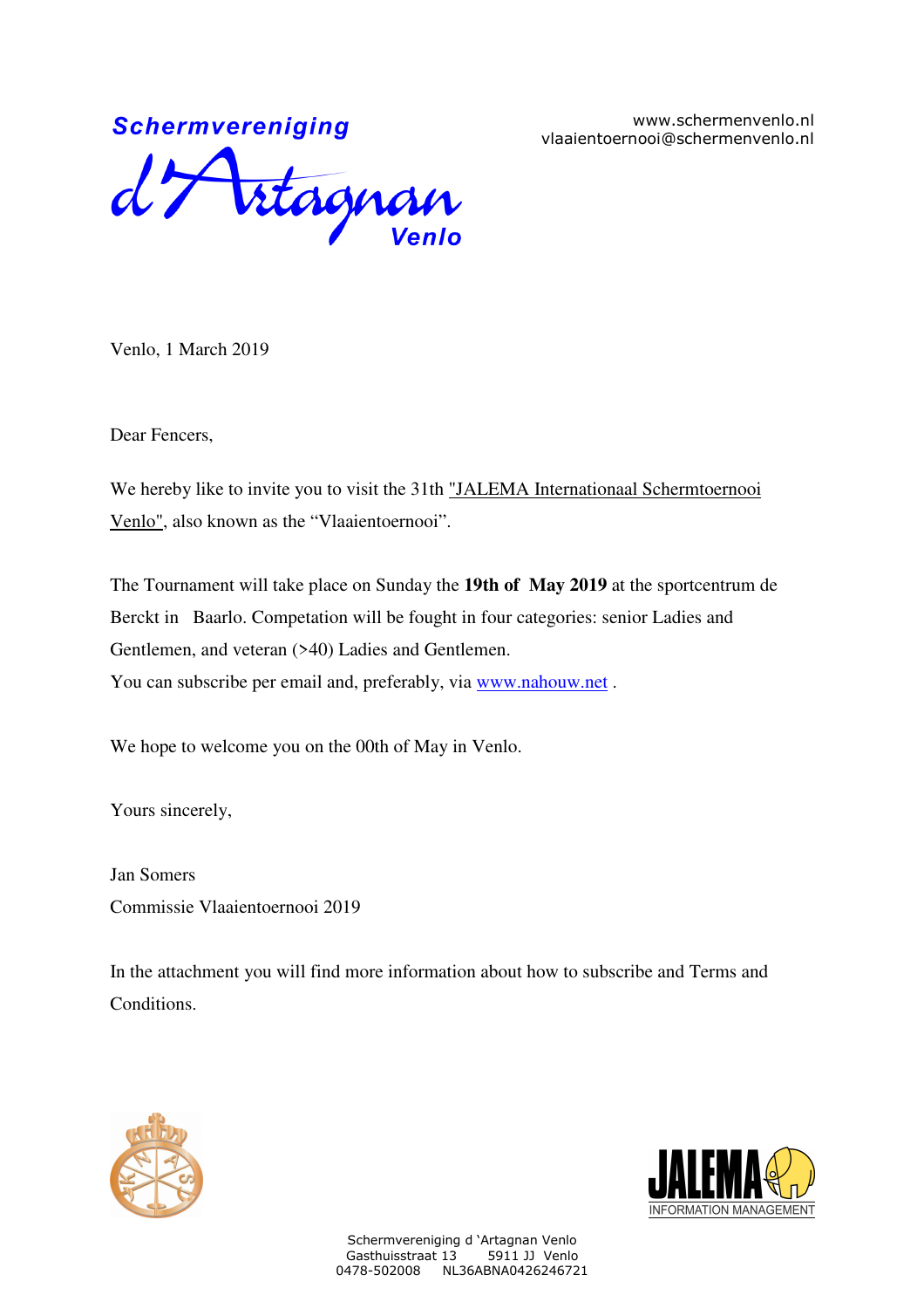Schermvereniging d'Artagnan Venlo

www.schermenvenlo.nl
vlaaientoernooi@schermenvenlo.nl

Venlo, 1 March 2019

Dear Fencers,

We hereby like to invite you to visit the 31th "JALEMA Internationaal Schermtoernooi Venlo", also known as the "Vlaaientoernooi".

The Tournament will take place on Sunday the **19th of May 2019** at the sportcentrum de Berckt in Baarlo. Competation will be fought in four categories: senior Ladies and Gentlemen, and veteran (>40) Ladies and Gentlemen.
You can subscribe per email and, preferably, via www.nahouw.net .

We hope to welcome you on the 00th of May in Venlo.

Yours sincerely,

Jan Somers
Commissie Vlaaientoernooi 2019

In the attachment you will find more information about how to subscribe and Terms and Conditions.

JALEMA INFORMATION MANAGEMENT

Schermvereniging d 'Artagnan Venlo
Gasthuisstraat 13 5911 JJ Venlo
0478-502008 NL36ABNA0426246721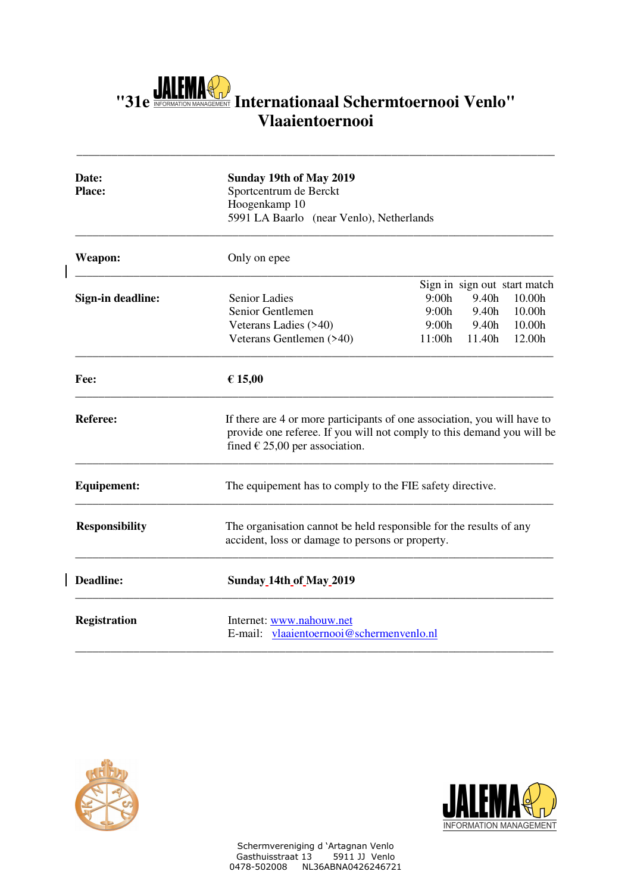# "31e JALEMA Internationaal Schermtoernooi Venlo" Vlaaientoernooi

| | | | | |
|---|---|---|---|---|
| **Date:** | **Sunday 19th of May 2019** | | | |
| **Place:** | Sportcentrum de Berckt<br>Hoogenkamp 10<br>5991 LA Baarlo (near Venlo), Netherlands | | | |
| **Weapon:** | Only on epee | | | |
| | | Sign in | sign out | start match |
| **Sign-in deadline:** | Senior Ladies | 9:00h | 9.40h | 10.00h |
| | Senior Gentlemen | 9:00h | 9.40h | 10.00h |
| | Veterans Ladies (>40) | 9:00h | 9.40h | 10.00h |
| | Veterans Gentlemen (>40) | 11:00h | 11.40h | 12.00h |
| **Fee:** | **€ 15,00** | | | |
| **Referee:** | If there are 4 or more participants of one association, you will have to provide one referee. If you will not comply to this demand you will be fined € 25,00 per association. | | | |
| **Equipement:** | The equipement has to comply to the FIE safety directive. | | | |
| **Responsibility** | The organisation cannot be held responsible for the results of any accident, loss or damage to persons or property. | | | |
| **Deadline:** | **Sunday 14th of May 2019** | | | |
| **Registration** | Internet: www.nahouw.net<br>E-mail: vlaaientoernooi@schermenvenlo.nl | | | |

Schermvereniging d 'Artagnan Venlo
Gasthuisstraat 13 5911 JJ Venlo
0478-502008 NL36ABNA0426246721